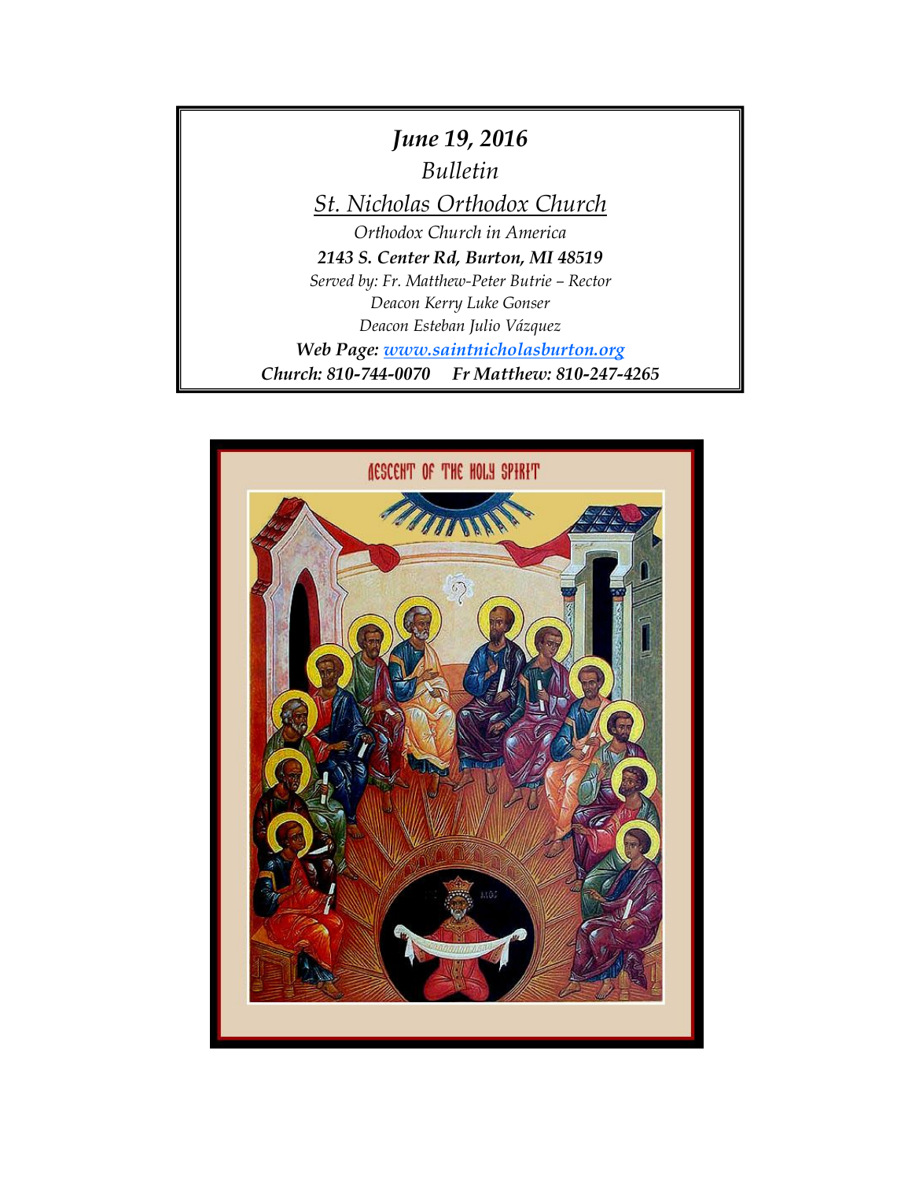***June 19, 2016***

*Bulletin*

*St. Nicholas Orthodox Church*

*Orthodox Church in America*

***2143 S. Center Rd, Burton, MI 48519***

*Served by: Fr. Matthew-Peter Butrie – Rector*

*Deacon Kerry Luke Gonser*

*Deacon Esteban Julio Vázquez*

***Web Page: www.saintnicholasburton.org***

***Church: 810-744-0070 Fr Matthew: 810-247-4265***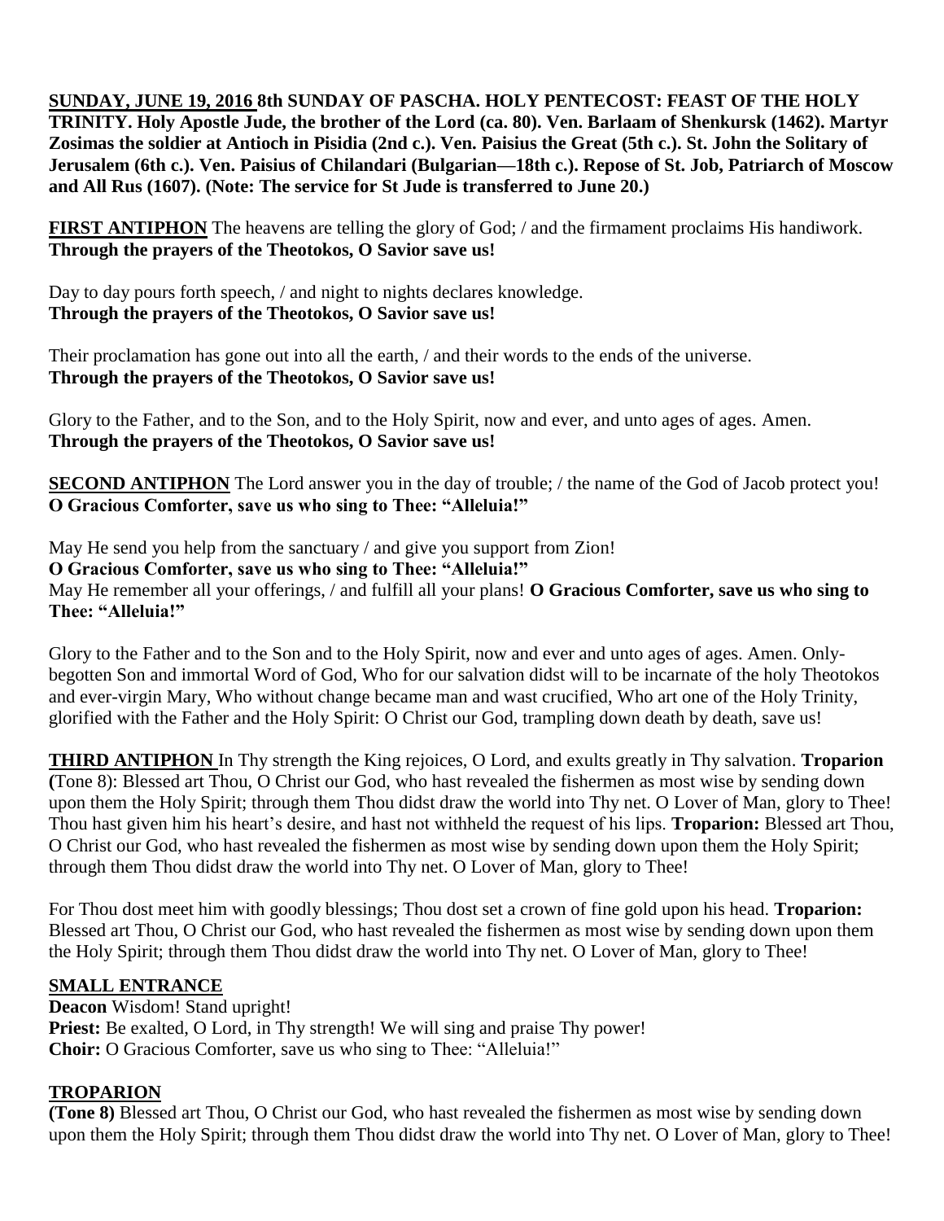**SUNDAY, JUNE 19, 2016 8th SUNDAY OF PASCHA. HOLY PENTECOST: FEAST OF THE HOLY TRINITY. Holy Apostle Jude, the brother of the Lord (ca. 80). Ven. Barlaam of Shenkursk (1462). Martyr Zosimas the soldier at Antioch in Pisidia (2nd c.). Ven. Paisius the Great (5th c.). St. John the Solitary of Jerusalem (6th c.). Ven. Paisius of Chilandari (Bulgarian—18th c.). Repose of St. Job, Patriarch of Moscow and All Rus (1607). (Note: The service for St Jude is transferred to June 20.)**

**FIRST ANTIPHON** The heavens are telling the glory of God; / and the firmament proclaims His handiwork.
**Through the prayers of the Theotokos, O Savior save us!**

Day to day pours forth speech, / and night to nights declares knowledge.
**Through the prayers of the Theotokos, O Savior save us!**

Their proclamation has gone out into all the earth, / and their words to the ends of the universe.
**Through the prayers of the Theotokos, O Savior save us!**

Glory to the Father, and to the Son, and to the Holy Spirit, now and ever, and unto ages of ages. Amen.
**Through the prayers of the Theotokos, O Savior save us!**

**SECOND ANTIPHON** The Lord answer you in the day of trouble; / the name of the God of Jacob protect you!
**O Gracious Comforter, save us who sing to Thee: "Alleluia!"**

May He send you help from the sanctuary / and give you support from Zion!
**O Gracious Comforter, save us who sing to Thee: "Alleluia!"**
May He remember all your offerings, / and fulfill all your plans! **O Gracious Comforter, save us who sing to Thee: "Alleluia!"**

Glory to the Father and to the Son and to the Holy Spirit, now and ever and unto ages of ages. Amen. Only-begotten Son and immortal Word of God, Who for our salvation didst will to be incarnate of the holy Theotokos and ever-virgin Mary, Who without change became man and wast crucified, Who art one of the Holy Trinity, glorified with the Father and the Holy Spirit: O Christ our God, trampling down death by death, save us!

**THIRD ANTIPHON** In Thy strength the King rejoices, O Lord, and exults greatly in Thy salvation. **Troparion (**Tone 8): Blessed art Thou, O Christ our God, who hast revealed the fishermen as most wise by sending down upon them the Holy Spirit; through them Thou didst draw the world into Thy net. O Lover of Man, glory to Thee! Thou hast given him his heart's desire, and hast not withheld the request of his lips. **Troparion:** Blessed art Thou, O Christ our God, who hast revealed the fishermen as most wise by sending down upon them the Holy Spirit; through them Thou didst draw the world into Thy net. O Lover of Man, glory to Thee!

For Thou dost meet him with goodly blessings; Thou dost set a crown of fine gold upon his head. **Troparion:** Blessed art Thou, O Christ our God, who hast revealed the fishermen as most wise by sending down upon them the Holy Spirit; through them Thou didst draw the world into Thy net. O Lover of Man, glory to Thee!

**SMALL ENTRANCE**
**Deacon** Wisdom! Stand upright!
**Priest:** Be exalted, O Lord, in Thy strength! We will sing and praise Thy power!
**Choir:** O Gracious Comforter, save us who sing to Thee: "Alleluia!"

**TROPARION**
**(Tone 8)** Blessed art Thou, O Christ our God, who hast revealed the fishermen as most wise by sending down upon them the Holy Spirit; through them Thou didst draw the world into Thy net. O Lover of Man, glory to Thee!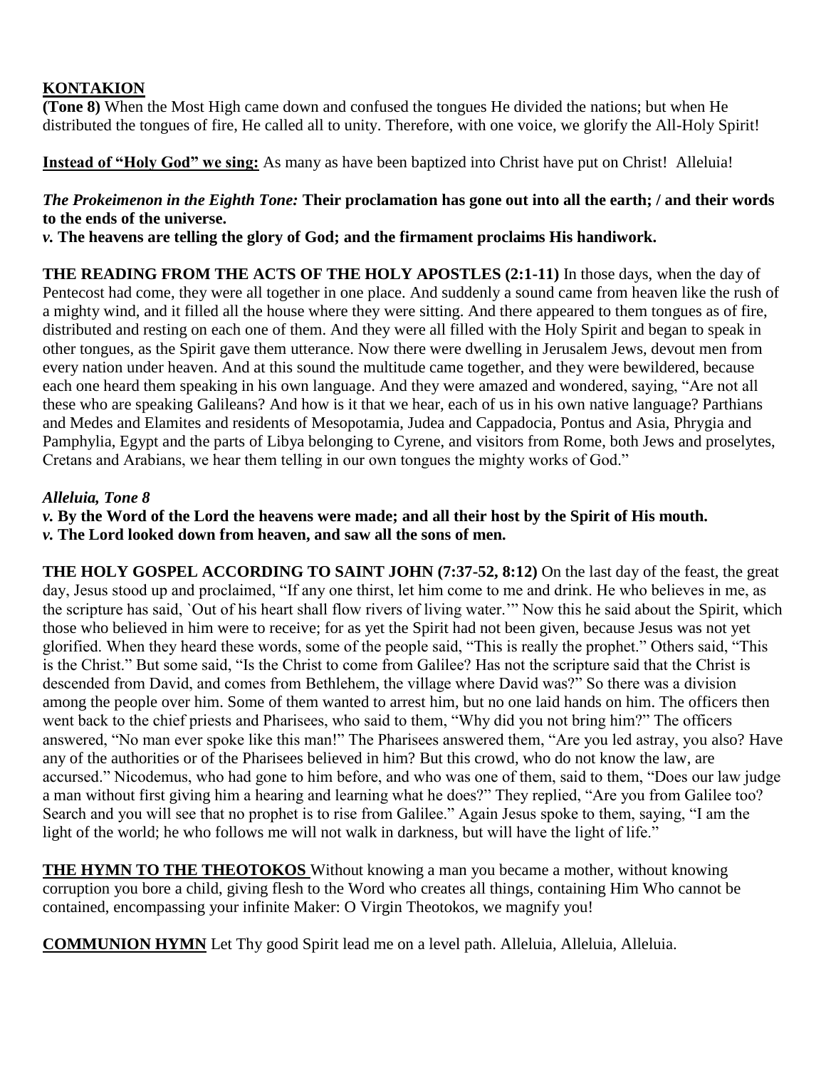**KONTAKION**

**(Tone 8)** When the Most High came down and confused the tongues He divided the nations; but when He distributed the tongues of fire, He called all to unity. Therefore, with one voice, we glorify the All-Holy Spirit!

**Instead of "Holy God" we sing:** As many as have been baptized into Christ have put on Christ! Alleluia!

***The Prokeimenon in the Eighth Tone:*** **Their proclamation has gone out into all the earth; / and their words to the ends of the universe.**

***v.*** **The heavens are telling the glory of God; and the firmament proclaims His handiwork.**

**THE READING FROM THE ACTS OF THE HOLY APOSTLES (2:1-11)** In those days, when the day of Pentecost had come, they were all together in one place. And suddenly a sound came from heaven like the rush of a mighty wind, and it filled all the house where they were sitting. And there appeared to them tongues as of fire, distributed and resting on each one of them. And they were all filled with the Holy Spirit and began to speak in other tongues, as the Spirit gave them utterance. Now there were dwelling in Jerusalem Jews, devout men from every nation under heaven. And at this sound the multitude came together, and they were bewildered, because each one heard them speaking in his own language. And they were amazed and wondered, saying, "Are not all these who are speaking Galileans? And how is it that we hear, each of us in his own native language? Parthians and Medes and Elamites and residents of Mesopotamia, Judea and Cappadocia, Pontus and Asia, Phrygia and Pamphylia, Egypt and the parts of Libya belonging to Cyrene, and visitors from Rome, both Jews and proselytes, Cretans and Arabians, we hear them telling in our own tongues the mighty works of God."

***Alleluia, Tone 8***

***v.*** **By the Word of the Lord the heavens were made; and all their host by the Spirit of His mouth.**

***v.*** **The Lord looked down from heaven, and saw all the sons of men.**

**THE HOLY GOSPEL ACCORDING TO SAINT JOHN (7:37-52, 8:12)** On the last day of the feast, the great day, Jesus stood up and proclaimed, "If any one thirst, let him come to me and drink. He who believes in me, as the scripture has said, `Out of his heart shall flow rivers of living water.'" Now this he said about the Spirit, which those who believed in him were to receive; for as yet the Spirit had not been given, because Jesus was not yet glorified. When they heard these words, some of the people said, "This is really the prophet." Others said, "This is the Christ." But some said, "Is the Christ to come from Galilee? Has not the scripture said that the Christ is descended from David, and comes from Bethlehem, the village where David was?" So there was a division among the people over him. Some of them wanted to arrest him, but no one laid hands on him. The officers then went back to the chief priests and Pharisees, who said to them, "Why did you not bring him?" The officers answered, "No man ever spoke like this man!" The Pharisees answered them, "Are you led astray, you also? Have any of the authorities or of the Pharisees believed in him? But this crowd, who do not know the law, are accursed." Nicodemus, who had gone to him before, and who was one of them, said to them, "Does our law judge a man without first giving him a hearing and learning what he does?" They replied, "Are you from Galilee too? Search and you will see that no prophet is to rise from Galilee." Again Jesus spoke to them, saying, "I am the light of the world; he who follows me will not walk in darkness, but will have the light of life."

**THE HYMN TO THE THEOTOKOS** Without knowing a man you became a mother, without knowing corruption you bore a child, giving flesh to the Word who creates all things, containing Him Who cannot be contained, encompassing your infinite Maker: O Virgin Theotokos, we magnify you!

**COMMUNION HYMN** Let Thy good Spirit lead me on a level path. Alleluia, Alleluia, Alleluia.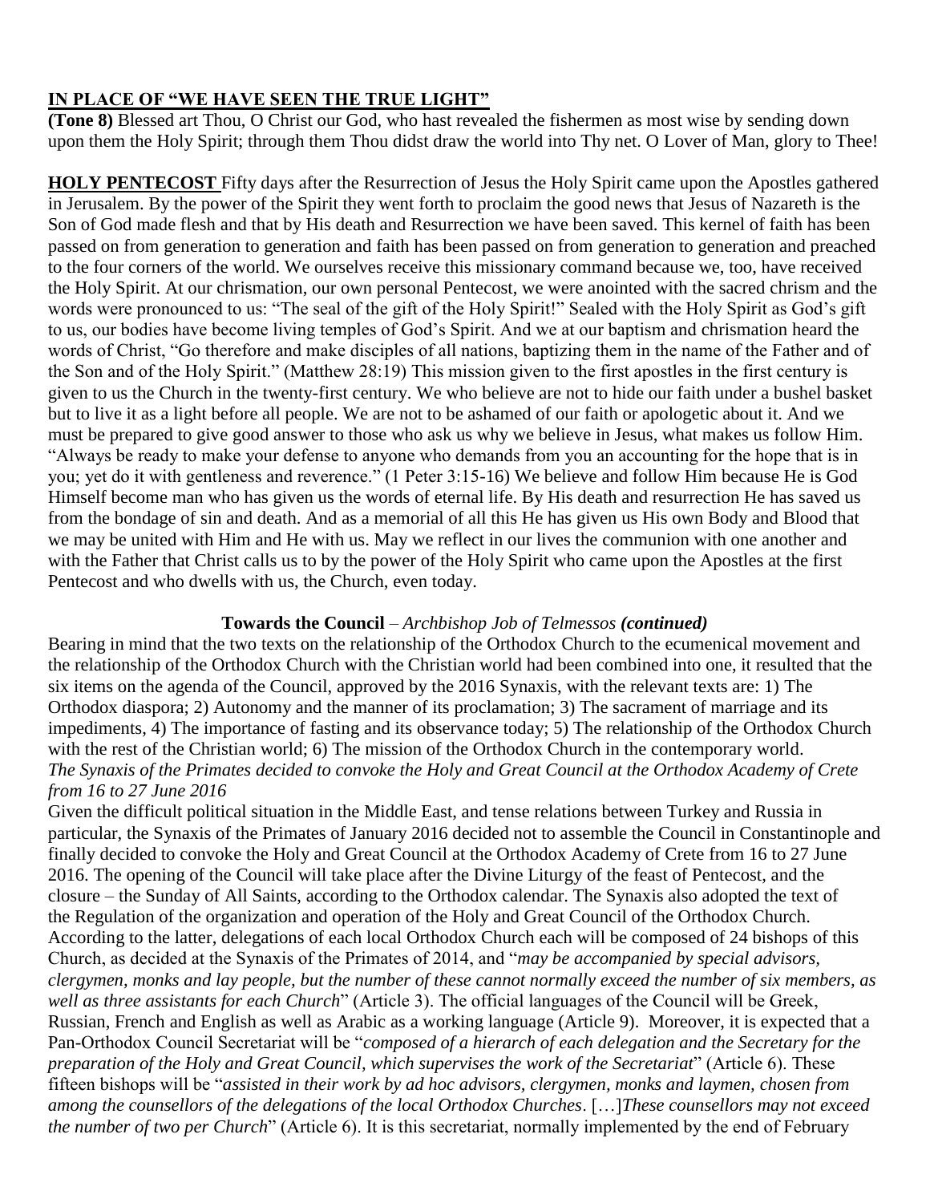## IN PLACE OF "WE HAVE SEEN THE TRUE LIGHT"

**(Tone 8)** Blessed art Thou, O Christ our God, who hast revealed the fishermen as most wise by sending down upon them the Holy Spirit; through them Thou didst draw the world into Thy net. O Lover of Man, glory to Thee!

**HOLY PENTECOST** Fifty days after the Resurrection of Jesus the Holy Spirit came upon the Apostles gathered in Jerusalem. By the power of the Spirit they went forth to proclaim the good news that Jesus of Nazareth is the Son of God made flesh and that by His death and Resurrection we have been saved. This kernel of faith has been passed on from generation to generation and faith has been passed on from generation to generation and preached to the four corners of the world. We ourselves receive this missionary command because we, too, have received the Holy Spirit. At our chrismation, our own personal Pentecost, we were anointed with the sacred chrism and the words were pronounced to us: "The seal of the gift of the Holy Spirit!" Sealed with the Holy Spirit as God's gift to us, our bodies have become living temples of God's Spirit. And we at our baptism and chrismation heard the words of Christ, "Go therefore and make disciples of all nations, baptizing them in the name of the Father and of the Son and of the Holy Spirit." (Matthew 28:19) This mission given to the first apostles in the first century is given to us the Church in the twenty-first century. We who believe are not to hide our faith under a bushel basket but to live it as a light before all people. We are not to be ashamed of our faith or apologetic about it. And we must be prepared to give good answer to those who ask us why we believe in Jesus, what makes us follow Him. "Always be ready to make your defense to anyone who demands from you an accounting for the hope that is in you; yet do it with gentleness and reverence." (1 Peter 3:15-16) We believe and follow Him because He is God Himself become man who has given us the words of eternal life. By His death and resurrection He has saved us from the bondage of sin and death. And as a memorial of all this He has given us His own Body and Blood that we may be united with Him and He with us. May we reflect in our lives the communion with one another and with the Father that Christ calls us to by the power of the Holy Spirit who came upon the Apostles at the first Pentecost and who dwells with us, the Church, even today.

### Towards the Council – *Archbishop Job of Telmessos* ***(continued)***

Bearing in mind that the two texts on the relationship of the Orthodox Church to the ecumenical movement and the relationship of the Orthodox Church with the Christian world had been combined into one, it resulted that the six items on the agenda of the Council, approved by the 2016 Synaxis, with the relevant texts are: 1) The Orthodox diaspora; 2) Autonomy and the manner of its proclamation; 3) The sacrament of marriage and its impediments, 4) The importance of fasting and its observance today; 5) The relationship of the Orthodox Church with the rest of the Christian world; 6) The mission of the Orthodox Church in the contemporary world.

*The Synaxis of the Primates decided to convoke the Holy and Great Council at the Orthodox Academy of Crete from 16 to 27 June 2016*

Given the difficult political situation in the Middle East, and tense relations between Turkey and Russia in particular, the Synaxis of the Primates of January 2016 decided not to assemble the Council in Constantinople and finally decided to convoke the Holy and Great Council at the Orthodox Academy of Crete from 16 to 27 June 2016. The opening of the Council will take place after the Divine Liturgy of the feast of Pentecost, and the closure – the Sunday of All Saints, according to the Orthodox calendar. The Synaxis also adopted the text of the Regulation of the organization and operation of the Holy and Great Council of the Orthodox Church. According to the latter, delegations of each local Orthodox Church each will be composed of 24 bishops of this Church, as decided at the Synaxis of the Primates of 2014, and "*may be accompanied by special advisors, clergymen, monks and lay people, but the number of these cannot normally exceed the number of six members, as well as three assistants for each Church*" (Article 3). The official languages of the Council will be Greek, Russian, French and English as well as Arabic as a working language (Article 9). Moreover, it is expected that a Pan-Orthodox Council Secretariat will be "*composed of a hierarch of each delegation and the Secretary for the preparation of the Holy and Great Council, which supervises the work of the Secretariat*" (Article 6). These fifteen bishops will be "*assisted in their work by ad hoc advisors, clergymen, monks and laymen, chosen from among the counsellors of the delegations of the local Orthodox Churches*. […]*These counsellors may not exceed the number of two per Church*" (Article 6). It is this secretariat, normally implemented by the end of February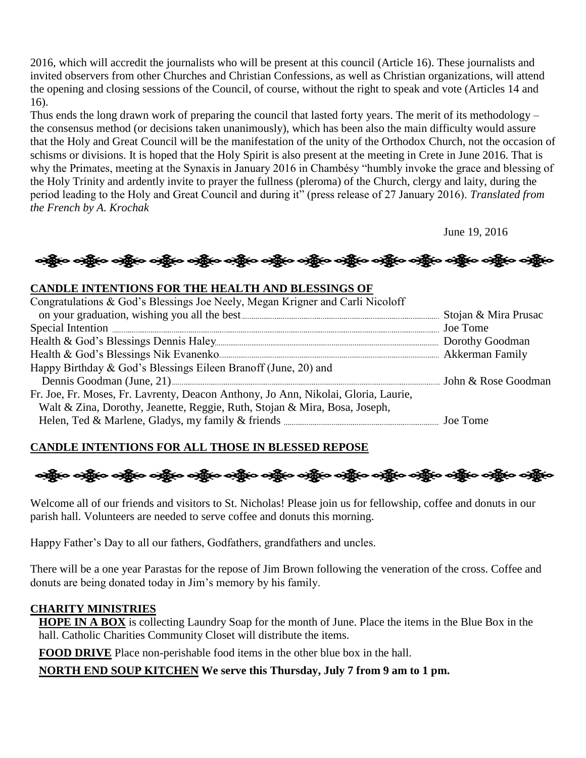2016, which will accredit the journalists who will be present at this council (Article 16). These journalists and invited observers from other Churches and Christian Confessions, as well as Christian organizations, will attend the opening and closing sessions of the Council, of course, without the right to speak and vote (Articles 14 and 16).

Thus ends the long drawn work of preparing the council that lasted forty years. The merit of its methodology – the consensus method (or decisions taken unanimously), which has been also the main difficulty would assure that the Holy and Great Council will be the manifestation of the unity of the Orthodox Church, not the occasion of schisms or divisions. It is hoped that the Holy Spirit is also present at the meeting in Crete in June 2016. That is why the Primates, meeting at the Synaxis in January 2016 in Chambésy "humbly invoke the grace and blessing of the Holy Trinity and ardently invite to prayer the fullness (pleroma) of the Church, clergy and laity, during the period leading to the Holy and Great Council and during it" (press release of 27 January 2016). *Translated from the French by A. Krochak*

June 19, 2016

## CANDLE INTENTIONS FOR THE HEALTH AND BLESSINGS OF

| | |
|---|---|
| Congratulations & God's Blessings Joe Neely, Megan Krigner and Carli Nicoloff on your graduation, wishing you all the best | Stojan & Mira Prusac |
| Special Intention | Joe Tome |
| Health & God's Blessings Dennis Haley | Dorothy Goodman |
| Health & God's Blessings Nik Evanenko | Akkerman Family |
| Happy Birthday & God's Blessings Eileen Branoff (June, 20) and Dennis Goodman (June, 21) | John & Rose Goodman |
| Fr. Joe, Fr. Moses, Fr. Lavrenty, Deacon Anthony, Jo Ann, Nikolai, Gloria, Laurie, Walt & Zina, Dorothy, Jeanette, Reggie, Ruth, Stojan & Mira, Bosa, Joseph, Helen, Ted & Marlene, Gladys, my family & friends | Joe Tome |

## CANDLE INTENTIONS FOR ALL THOSE IN BLESSED REPOSE

Welcome all of our friends and visitors to St. Nicholas! Please join us for fellowship, coffee and donuts in our parish hall. Volunteers are needed to serve coffee and donuts this morning.

Happy Father's Day to all our fathers, Godfathers, grandfathers and uncles.

There will be a one year Parastas for the repose of Jim Brown following the veneration of the cross. Coffee and donuts are being donated today in Jim's memory by his family.

## CHARITY MINISTRIES

**HOPE IN A BOX** is collecting Laundry Soap for the month of June. Place the items in the Blue Box in the hall. Catholic Charities Community Closet will distribute the items.

**FOOD DRIVE** Place non-perishable food items in the other blue box in the hall.

**NORTH END SOUP KITCHEN We serve this Thursday, July 7 from 9 am to 1 pm.**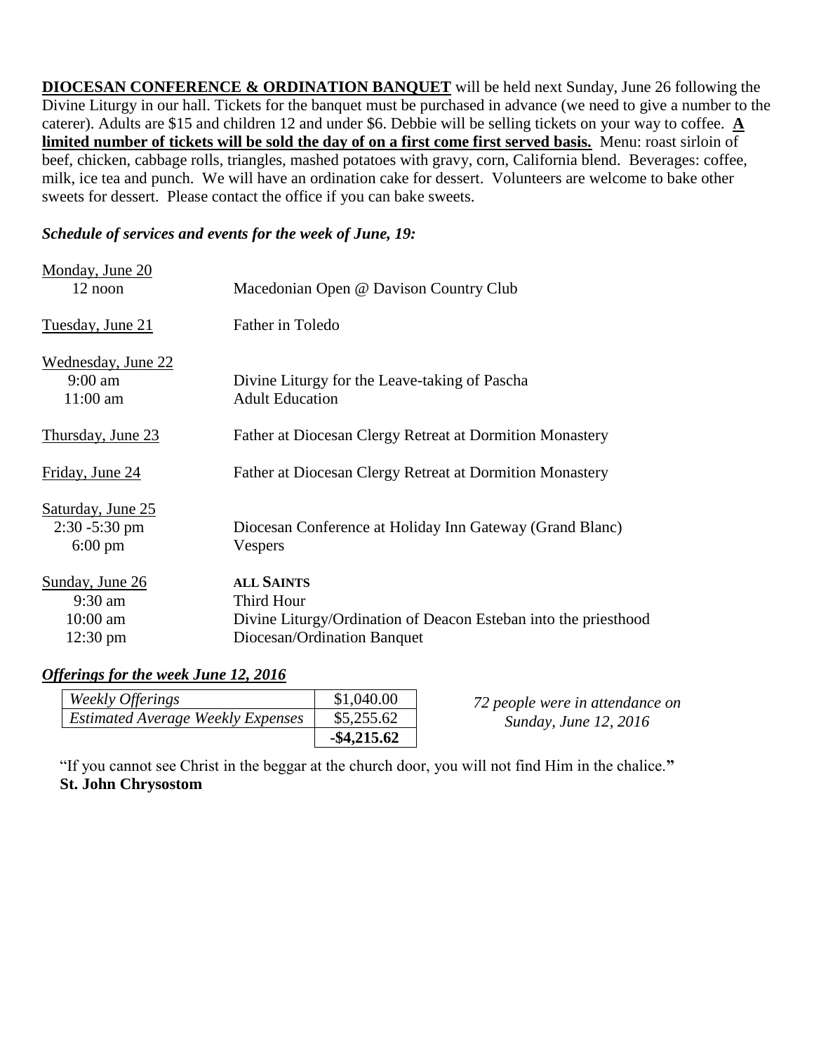**DIOCESAN CONFERENCE & ORDINATION BANQUET** will be held next Sunday, June 26 following the Divine Liturgy in our hall. Tickets for the banquet must be purchased in advance (we need to give a number to the caterer). Adults are $15 and children 12 and under $6. Debbie will be selling tickets on your way to coffee. **A limited number of tickets will be sold the day of on a first come first served basis.** Menu: roast sirloin of beef, chicken, cabbage rolls, triangles, mashed potatoes with gravy, corn, California blend. Beverages: coffee, milk, ice tea and punch. We will have an ordination cake for dessert. Volunteers are welcome to bake other sweets for dessert. Please contact the office if you can bake sweets.

***Schedule of services and events for the week of June, 19:***

| | |
|---|---|
| Monday, June 20 | |
| 12 noon | Macedonian Open @ Davison Country Club |
| Tuesday, June 21 | Father in Toledo |
| Wednesday, June 22 | |
| 9:00 am | Divine Liturgy for the Leave-taking of Pascha |
| 11:00 am | Adult Education |
| Thursday, June 23 | Father at Diocesan Clergy Retreat at Dormition Monastery |
| Friday, June 24 | Father at Diocesan Clergy Retreat at Dormition Monastery |
| Saturday, June 25 | |
| 2:30 -5:30 pm | Diocesan Conference at Holiday Inn Gateway (Grand Blanc) |
| 6:00 pm | Vespers |
| Sunday, June 26 | **ALL SAINTS** |
| 9:30 am | Third Hour |
| 10:00 am | Divine Liturgy/Ordination of Deacon Esteban into the priesthood |
| 12:30 pm | Diocesan/Ordination Banquet |

***Offerings for the week June 12, 2016***

| | |
|---|---|
| *Weekly Offerings* | $1,040.00 |
| *Estimated Average Weekly Expenses* | $5,255.62 |
| | **-$4,215.62** |

*72 people were in attendance on Sunday, June 12, 2016*

"If you cannot see Christ in the beggar at the church door, you will not find Him in the chalice."
**St. John Chrysostom**